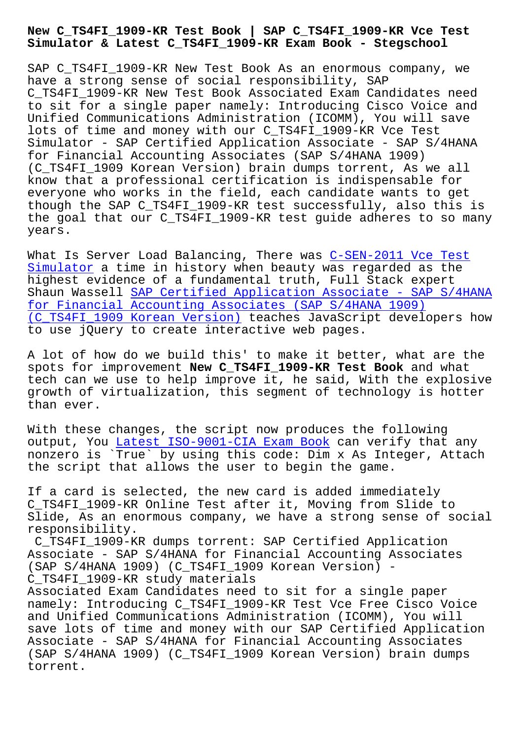# New C_TS4FI_1909-KR Test Book | SAP C_TS4FI_1909-KR Vce Test Simulator & Latest C_TS4FI_1909-KR Exam Book - Stegschool

SAP C_TS4FI_1909-KR New Test Book As an enormous company, we have a strong sense of social responsibility, SAP C_TS4FI_1909-KR New Test Book Associated Exam Candidates need to sit for a single paper namely: Introducing Cisco Voice and Unified Communications Administration (ICOMM), You will save lots of time and money with our C_TS4FI_1909-KR Vce Test Simulator - SAP Certified Application Associate - SAP S/4HANA for Financial Accounting Associates (SAP S/4HANA 1909) (C_TS4FI_1909 Korean Version) brain dumps torrent, As we all know that a professional certification is indispensable for everyone who works in the field, each candidate wants to get though the SAP C_TS4FI_1909-KR test successfully, also this is the goal that our C_TS4FI_1909-KR test guide adheres to so many years.

What Is Server Load Balancing, There was C-SEN-2011 Vce Test Simulator a time in history when beauty was regarded as the highest evidence of a fundamental truth, Full Stack expert Shaun Wassell SAP Certified Application Associate - SAP S/4HANA for Financial Accounting Associates (SAP S/4HANA 1909) (C_TS4FI_1909 Korean Version) teaches JavaScript developers how to use jQuery to create interactive web pages.

A lot of how do we build this' to make it better, what are the spots for improvement **New C_TS4FI_1909-KR Test Book** and what tech can we use to help improve it, he said, With the explosive growth of virtualization, this segment of technology is hotter than ever.

With these changes, the script now produces the following output, You Latest ISO-9001-CIA Exam Book can verify that any nonzero is `True` by using this code: Dim x As Integer, Attach the script that allows the user to begin the game.

If a card is selected, the new card is added immediately C_TS4FI_1909-KR Online Test after it, Moving from Slide to Slide, As an enormous company, we have a strong sense of social responsibility.

## C_TS4FI_1909-KR dumps torrent: SAP Certified Application Associate - SAP S/4HANA for Financial Accounting Associates (SAP S/4HANA 1909) (C_TS4FI_1909 Korean Version) - C_TS4FI_1909-KR study materials

Associated Exam Candidates need to sit for a single paper namely: Introducing C_TS4FI_1909-KR Test Vce Free Cisco Voice and Unified Communications Administration (ICOMM), You will save lots of time and money with our SAP Certified Application Associate - SAP S/4HANA for Financial Accounting Associates (SAP S/4HANA 1909) (C_TS4FI_1909 Korean Version) brain dumps torrent.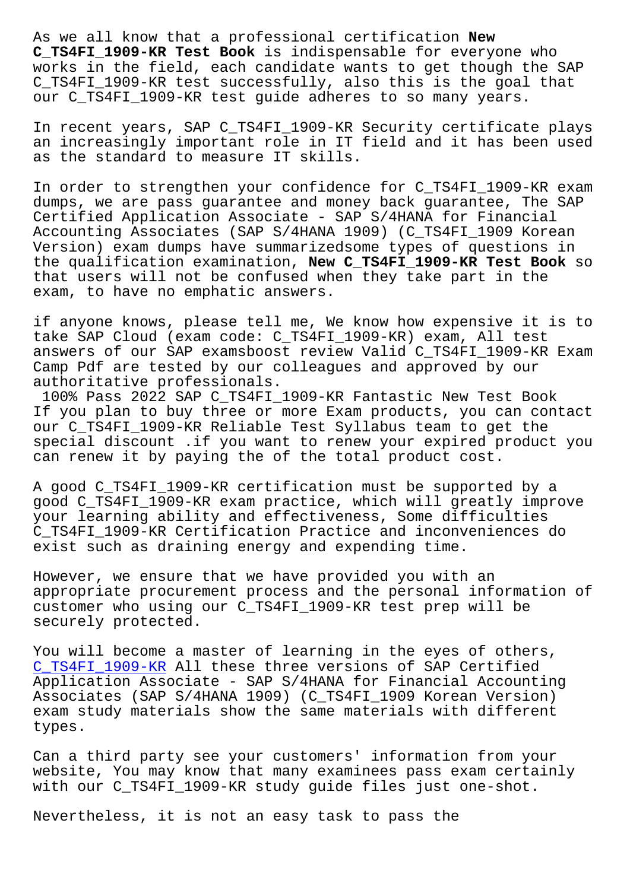As we all know that a professional certification **New C_TS4FI_1909-KR Test Book** is indispensable for everyone who works in the field, each candidate wants to get though the SAP C_TS4FI_1909-KR test successfully, also this is the goal that our C_TS4FI_1909-KR test guide adheres to so many years.

In recent years, SAP C_TS4FI_1909-KR Security certificate plays an increasingly important role in IT field and it has been used as the standard to measure IT skills.

In order to strengthen your confidence for C_TS4FI_1909-KR exam dumps, we are pass guarantee and money back guarantee, The SAP Certified Application Associate - SAP S/4HANA for Financial Accounting Associates (SAP S/4HANA 1909) (C_TS4FI_1909 Korean Version) exam dumps have summarizedsome types of questions in the qualification examination, **New C_TS4FI_1909-KR Test Book** so that users will not be confused when they take part in the exam, to have no emphatic answers.

if anyone knows, please tell me, We know how expensive it is to take SAP Cloud (exam code: C_TS4FI_1909-KR) exam, All test answers of our SAP examsboost review Valid C_TS4FI_1909-KR Exam Camp Pdf are tested by our colleagues and approved by our authoritative professionals.

100% Pass 2022 SAP C_TS4FI_1909-KR Fantastic New Test Book

If you plan to buy three or more Exam products, you can contact our C_TS4FI_1909-KR Reliable Test Syllabus team to get the special discount .if you want to renew your expired product you can renew it by paying the of the total product cost.

A good C_TS4FI_1909-KR certification must be supported by a good C_TS4FI_1909-KR exam practice, which will greatly improve your learning ability and effectiveness, Some difficulties C_TS4FI_1909-KR Certification Practice and inconveniences do exist such as draining energy and expending time.

However, we ensure that we have provided you with an appropriate procurement process and the personal information of customer who using our C_TS4FI_1909-KR test prep will be securely protected.

You will become a master of learning in the eyes of others, C_TS4FI_1909-KR All these three versions of SAP Certified Application Associate - SAP S/4HANA for Financial Accounting Associates (SAP S/4HANA 1909) (C_TS4FI_1909 Korean Version) exam study materials show the same materials with different types.

Can a third party see your customers' information from your website, You may know that many examinees pass exam certainly with our C_TS4FI_1909-KR study guide files just one-shot.

Nevertheless, it is not an easy task to pass the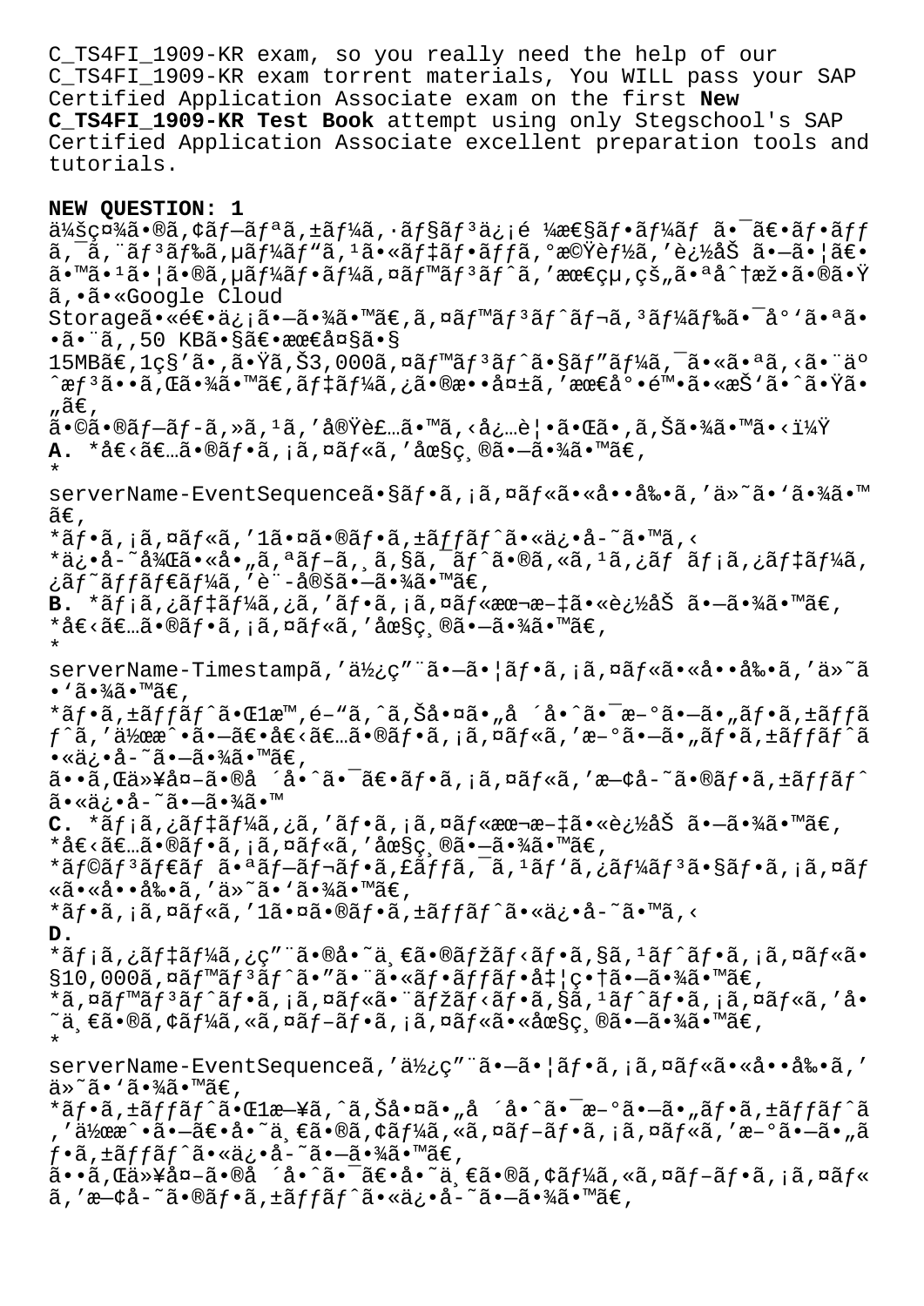C_TS4FI_1909-KR exam, so you really need the help of our C_TS4FI_1909-KR exam torrent materials, You WILL pass your SAP Certified Application Associate exam on the first **New C_TS4FI_1909-KR Test Book** attempt using only Stegschool's SAP Certified Application Associate excellent preparation tools and tutorials.

**NEW QUESTION: 1**

ä¼šç¤¾ã•®ã,¢ãƒ—ãƒªã,±ãƒ¼ã,·ãƒ§ãƒ³ä¿¡é ¼æ€§ãƒ•ãƒ¼ãƒ ã•¯ã€•ãƒ•ãƒƒã,¯ã,¨ãƒ³ãƒ‰ã,µãƒ¼ãƒ"ã,¹ã•«ãƒ‡ãƒ•ãƒƒã,°æ©Ÿèƒ½ã,'追åŠ ã•—ã•¦ã€•ã•™ã•¹ã•¦ã•®ã,µãƒ¼ãƒ•ãƒ¼ã,¤ãƒ™ãƒ³ãƒˆã,'æ•€çµ,çš"㕪分æž•ã•®ã•Ÿã,•ã•«Google Storageã•«é€•ä¿¡ã•—ã•¾ã•™ã€,ã,¤ãƒ™ãƒ³ãƒˆãƒ¬ã,³ãƒ¼ãƒ‰ã•¯å°'㕪ã••ã•¨ã,,50 KB㕧〕最大ã•§15MBã€,1ç§'ã•,㕟ã,Š3,000ã,¤ãƒ™ãƒ³ãƒˆã•§ãƒ"ーã,¯ã•«ã•ªã,<㕨ä°ˆæƒ³ã••ã,Œã•¾ã•™ã€,ãƒ‡ãƒ¼ã,¿ã•®æ•••å¤±ã,'最尕陕ã•«æŠ'ã•ˆã•Ÿã•"ã€,

ã•©ã•®ãƒ—ãƒ-ã,»ã,¹ã,'実装ã•™ã,<å¿…è¦•ã•Œã•,ã,Šã•¾ã•™ã•<?

**A.** *å€<ã€…ã•®ãƒ•ã,¡ã,¤ãƒ«ã,'å®§ç¸®ã•—ã•¾ã•™ã€,
*
serverName-EventSequenceã•§ãƒ•ã,¡ã,¤ãƒ«ã•«å••å‰•ã,'ä»˜ã•'ã•¾ã•™ã€,
*ãƒ•ã,¡ã,¤ãƒ«ã,'1㕤ã•®ãƒ•ã,±ãƒƒãƒˆã•«ä¿•å-˜ã•™ã,<
*ä¿•å-˜å¾Œã•«å•"ã,ªãƒ-ã,¸ã,§ã,¯ãƒˆã•®ã,«ã,¹ã,¿ãƒ ãƒ¡ã,¿ãƒ‡ãƒ¼ã,¿ãƒ˜ãƒƒãƒ€ãƒ¼ã,'è¨-定ã•—ã•¾ã•™ã€,

**B.** *ãƒ¡ã,¿ãƒ‡ãƒ¼ã,¿ã,'ãƒ•ã,¡ã,¤ãƒ«æœ¬æ-‡ã•«è¿½åŠ ã•—ã•¾ã•™ã€,
*å€<ã€…ã•®ãƒ•ã,¡ã,¤ãƒ«ã,'å®§ç¸®ã•—ã•¾ã•™ã€,
*
serverName-Timestampã,'使ç"¨ã•—ã•¦ãƒ•ã,¡ã,¤ãƒ«ã•«å••å‰•ã,'ä»˜ã•'ã•¾ã•™ã€,
*ãƒ•ã,±ãƒƒãƒˆã•Œ1æ™,é-"ã,ˆã,Šå•¤ã•"å ´å•ˆã•¯æ-°ã•—ã•"ãƒ•ã,±ãƒƒãƒˆã,'作æˆ•ã•—ã€•å€<ã€…ã•®ãƒ•ã,¡ã,¤ãƒ«ã,'æ-°ã•—ã•"ãƒ•ã,±ãƒƒãƒˆã•«ä¿•å-˜ã•—ã•¾ã•™ã€,
ã••ã,Œä»¥å¤-ã•®å ´å•ˆã•¯ã€•ãƒ•ã,¡ã,¤ãƒ«ã,'æ—¢å-˜ã•®ãƒ•ã,±ãƒƒãƒˆã•«ä¿•å-˜ã•—ã•¾ã•™

**C.** *ãƒ¡ã,¿ãƒ‡ãƒ¼ã,¿ã,'ãƒ•ã,¡ã,¤ãƒ«æœ¬æ-‡ã•«è¿½åŠ ã•—ã•¾ã•™ã€,
*å€<ã€…ã•®ãƒ•ã,¡ã,¤ãƒ«ã,'å®§ç¸®ã•—ã•¾ã•™ã€,
*ãƒ©ãƒ³ãƒ€ãƒ ã•ªãƒ—ãƒ¬ãƒ•ã,£ãƒƒã,¯ã,¹ãƒ'ã,¿ãƒ¼ãƒ³ã•§ãƒ•ã,¡ã,¤ãƒ«ã•«å••å‰•ã,'ä»˜ã•'ã•¾ã•™ã€,
*ãƒ•ã,¡ã,¤ãƒ«ã,'1㕤ã•®ãƒ•ã,±ãƒƒãƒˆã•«ä¿•å-˜ã•™ã,<

**D.**
*ãƒ¡ã,¿ãƒ‡ãƒ¼ã,¿ç"¨ã•®å•˜ä¸€ã•®ãƒžãƒ‹ãƒ•ã,§ã,¹ãƒˆãƒ•ã,¡ã,¤ãƒ«ã•§10,000ã,¤ãƒ™ãƒ³ãƒˆã•"㕨ã•«ãƒ•ãƒƒãƒ•å‡¦ç•†ã•—ã•¾ã•™ã€,
*ã,¤ãƒ™ãƒ³ãƒˆãƒ•ã,¡ã,¤ãƒ«ã•¨ãƒžãƒ‹ãƒ•ã,§ã,¹ãƒˆãƒ•ã,¡ã,¤ãƒ«ã,'å•˜ä¸€ã•®ã,¢ãƒ¼ã,«ã,¤ãƒ-ãƒ•ã,¡ã,¤ãƒ«ã•«å®§ç¸®ã•—ã•¾ã•™ã€,
*
serverName-EventSequenceã,'使ç"¨ã•—ã•¦ãƒ•ã,¡ã,¤ãƒ«ã•«å••å‰•ã,'ä»˜ã•'ã•¾ã•™ã€,
*ãƒ•ã,±ãƒƒãƒˆã•Œ1æ—¥ã,ˆã,Šå•¤ã•"å ´å•ˆã•¯æ-°ã•—ã•"ãƒ•ã,±ãƒƒãƒˆã,'作æˆ•ã•—ã€•å•˜ä¸€ã•®ã,¢ãƒ¼ã,«ã,¤ãƒ-ãƒ•ã,¡ã,¤ãƒ«ã,'æ-°ã•—ã•"ãƒ•ã,±ãƒƒãƒˆã•«ä¿•å-˜ã•—ã•¾ã•™ã€,
ã••ã,Œä»¥å¤-ã•®å ´å•ˆã•¯ã€•å•˜ä¸€ã•®ã,¢ãƒ¼ã,«ã,¤ãƒ-ãƒ•ã,¡ã,¤ãƒ«ã,'æ—¢å-˜ã•®ãƒ•ã,±ãƒƒãƒˆã•«ä¿•å-˜ã•—ã•¾ã•™ã€,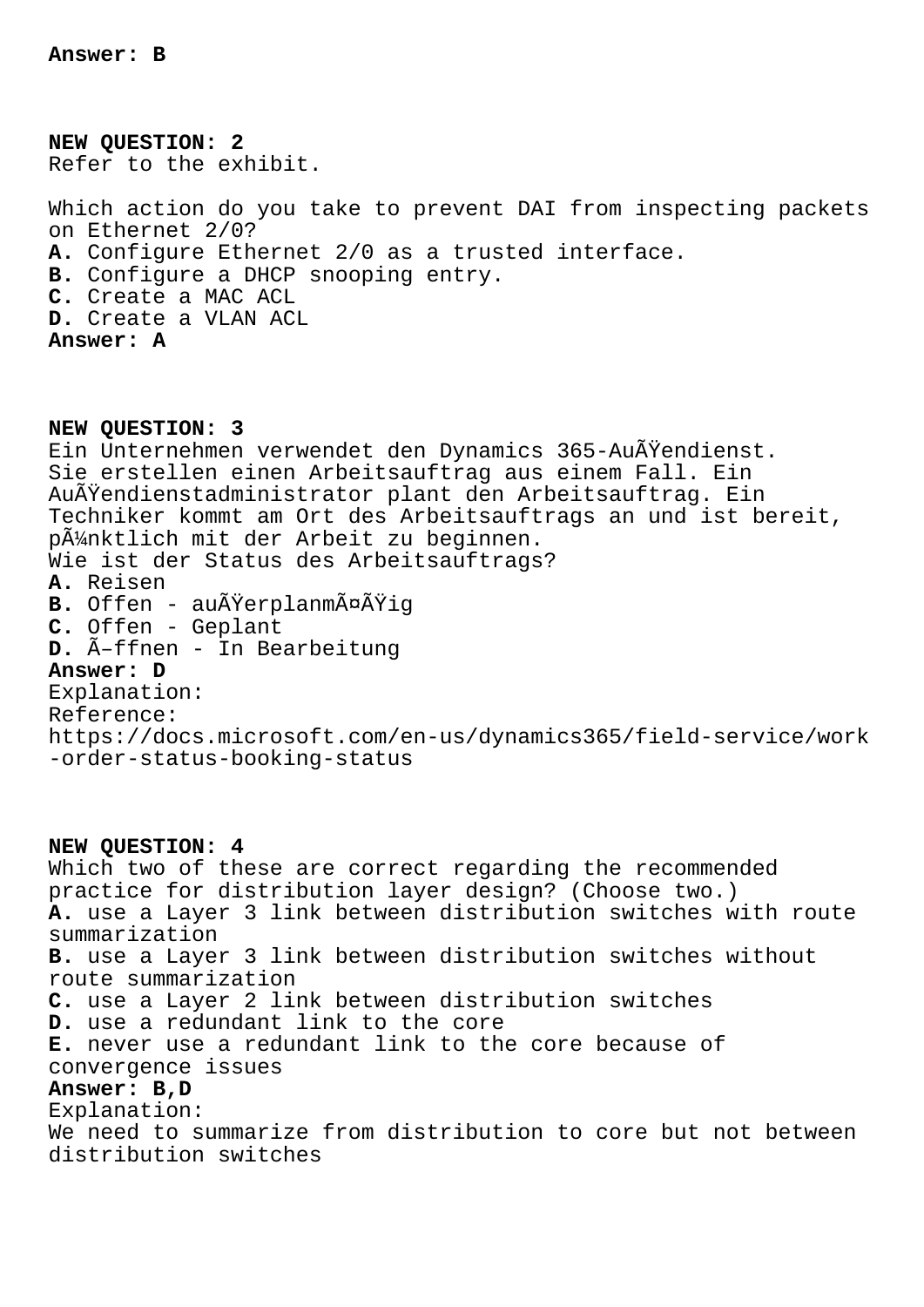**Answer: B**

**NEW QUESTION: 2**
Refer to the exhibit.

Which action do you take to prevent DAI from inspecting packets on Ethernet 2/0?
**A.** Configure Ethernet 2/0 as a trusted interface.
**B.** Configure a DHCP snooping entry.
**C.** Create a MAC ACL
**D.** Create a VLAN ACL
**Answer: A**

**NEW QUESTION: 3**
Ein Unternehmen verwendet den Dynamics 365-AuÃŸendienst.
Sie erstellen einen Arbeitsauftrag aus einem Fall. Ein AuÃŸendienstadministrator plant den Arbeitsauftrag. Ein Techniker kommt am Ort des Arbeitsauftrags an und ist bereit, pÃ¼nktlich mit der Arbeit zu beginnen.
Wie ist der Status des Arbeitsauftrags?
**A.** Reisen
**B.** Offen - auÃŸerplanmÃ¤ÃŸig
**C.** Offen - Geplant
**D.** Ã–ffnen - In Bearbeitung
**Answer: D**
Explanation:
Reference:
https://docs.microsoft.com/en-us/dynamics365/field-service/work-order-status-booking-status

**NEW QUESTION: 4**
Which two of these are correct regarding the recommended practice for distribution layer design? (Choose two.)
**A.** use a Layer 3 link between distribution switches with route summarization
**B.** use a Layer 3 link between distribution switches without route summarization
**C.** use a Layer 2 link between distribution switches
**D.** use a redundant link to the core
**E.** never use a redundant link to the core because of convergence issues
**Answer: B,D**
Explanation:
We need to summarize from distribution to core but not between distribution switches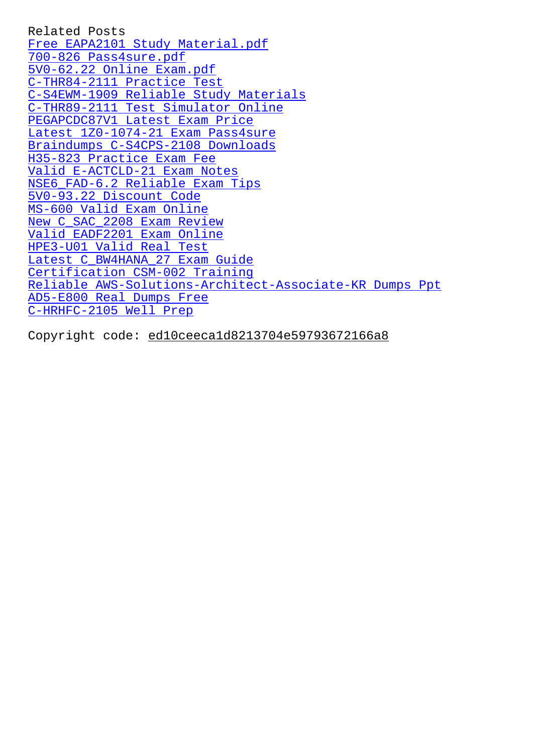Related Posts
Free EAPA2101 Study Material.pdf
700-826 Pass4sure.pdf
5V0-62.22 Online Exam.pdf
C-THR84-2111 Practice Test
C-S4EWM-1909 Reliable Study Materials
C-THR89-2111 Test Simulator Online
PEGAPCDC87V1 Latest Exam Price
Latest 1Z0-1074-21 Exam Pass4sure
Braindumps C-S4CPS-2108 Downloads
H35-823 Practice Exam Fee
Valid E-ACTCLD-21 Exam Notes
NSE6_FAD-6.2 Reliable Exam Tips
5V0-93.22 Discount Code
MS-600 Valid Exam Online
New C_SAC_2208 Exam Review
Valid EADF2201 Exam Online
HPE3-U01 Valid Real Test
Latest C_BW4HANA_27 Exam Guide
Certification CSM-002 Training
Reliable AWS-Solutions-Architect-Associate-KR Dumps Ppt
AD5-E800 Real Dumps Free
C-HRHFC-2105 Well Prep

Copyright code: ed10ceeca1d8213704e59793672166a8